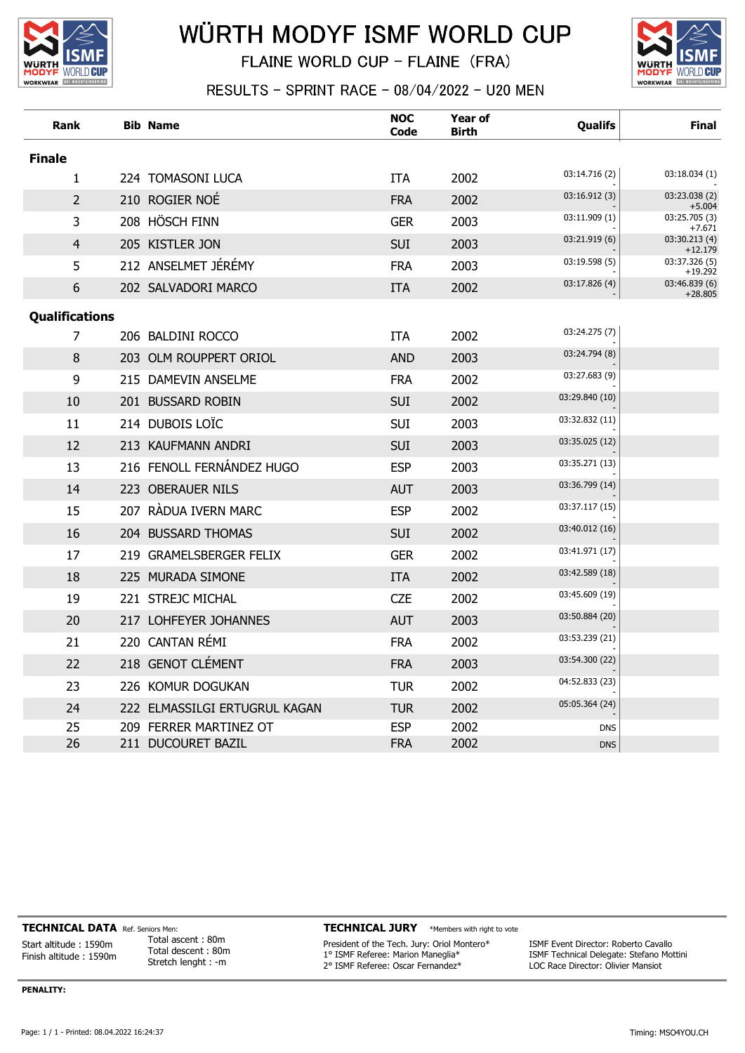# WÜRTH MODYF ISMF WORLD CUP

## FLAINE WORLD CUP - FLAINE (FRA)

### RESULTS - SPRINT RACE - 08/04/2022 - U20 MEN

| Rank | Bib | Name | NOC Code | Year of Birth | Qualifs | Final |
|---|---|---|---|---|---|---|
| **Finale** | | | | | | |
| 1 | 224 | TOMASONI LUCA | ITA | 2002 | 03:14.716 (2) - | 03:18.034 (1) - |
| 2 | 210 | ROGIER NOÉ | FRA | 2002 | 03:16.912 (3) - | 03:23.038 (2) +5.004 |
| 3 | 208 | HÖSCH FINN | GER | 2003 | 03:11.909 (1) - | 03:25.705 (3) +7.671 |
| 4 | 205 | KISTLER JON | SUI | 2003 | 03:21.919 (6) - | 03:30.213 (4) +12.179 |
| 5 | 212 | ANSELMET JÉRÉMY | FRA | 2003 | 03:19.598 (5) - | 03:37.326 (5) +19.292 |
| 6 | 202 | SALVADORI MARCO | ITA | 2002 | 03:17.826 (4) - | 03:46.839 (6) +28.805 |
| **Qualifications** | | | | | | |
| 7 | 206 | BALDINI ROCCO | ITA | 2002 | 03:24.275 (7) - | |
| 8 | 203 | OLM ROUPPERT ORIOL | AND | 2003 | 03:24.794 (8) - | |
| 9 | 215 | DAMEVIN ANSELME | FRA | 2002 | 03:27.683 (9) - | |
| 10 | 201 | BUSSARD ROBIN | SUI | 2002 | 03:29.840 (10) - | |
| 11 | 214 | DUBOIS LOÏC | SUI | 2003 | 03:32.832 (11) - | |
| 12 | 213 | KAUFMANN ANDRI | SUI | 2003 | 03:35.025 (12) - | |
| 13 | 216 | FENOLL FERNÁNDEZ HUGO | ESP | 2003 | 03:35.271 (13) - | |
| 14 | 223 | OBERAUER NILS | AUT | 2003 | 03:36.799 (14) - | |
| 15 | 207 | RÀDUA IVERN MARC | ESP | 2002 | 03:37.117 (15) - | |
| 16 | 204 | BUSSARD THOMAS | SUI | 2002 | 03:40.012 (16) - | |
| 17 | 219 | GRAMELSBERGER FELIX | GER | 2002 | 03:41.971 (17) - | |
| 18 | 225 | MURADA SIMONE | ITA | 2002 | 03:42.589 (18) - | |
| 19 | 221 | STREJC MICHAL | CZE | 2002 | 03:45.609 (19) - | |
| 20 | 217 | LOHFEYER JOHANNES | AUT | 2003 | 03:50.884 (20) - | |
| 21 | 220 | CANTAN RÉMI | FRA | 2002 | 03:53.239 (21) - | |
| 22 | 218 | GENOT CLÉMENT | FRA | 2003 | 03:54.300 (22) - | |
| 23 | 226 | KOMUR DOGUKAN | TUR | 2002 | 04:52.833 (23) - | |
| 24 | 222 | ELMASSILGI ERTUGRUL KAGAN | TUR | 2002 | 05:05.364 (24) - | |
| 25 | 209 | FERRER MARTINEZ OT | ESP | 2002 | DNS | |
| 26 | 211 | DUCOURET BAZIL | FRA | 2002 | DNS | |

**TECHNICAL DATA** Ref. Seniors Men:

Start altitude : 1590m
Finish altitude : 1590m

Total ascent : 80m
Total descent : 80m
Stretch lenght : -m

**TECHNICAL JURY** *Members with right to vote

President of the Tech. Jury: Oriol Montero*
1° ISMF Referee: Marion Maneglia*
2° ISMF Referee: Oscar Fernandez*

ISMF Event Director: Roberto Cavallo
ISMF Technical Delegate: Stefano Mottini
LOC Race Director: Olivier Mansiot

**PENALITY:**

Page: 1 / 1 - Printed: 08.04.2022 16:24:37

Timing: MSO4YOU.CH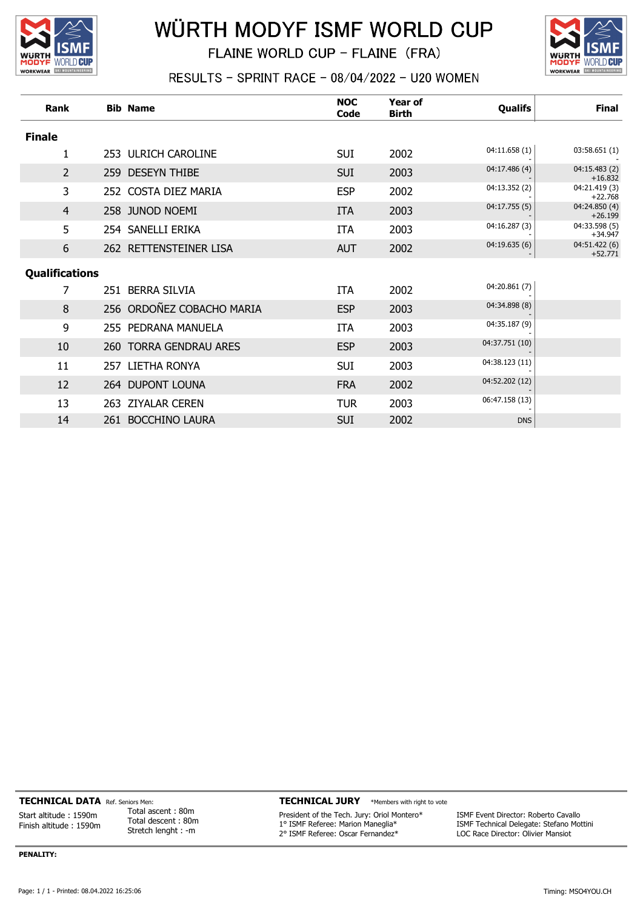# WÜRTH MODYF ISMF WORLD CUP

## FLAINE WORLD CUP - FLAINE (FRA)

### RESULTS - SPRINT RACE - 08/04/2022 - U20 WOMEN

| Rank | Bib | Name | NOC Code | Year of Birth | Qualifs | Final |
|---|---|---|---|---|---|---|
| **Finale** | | | | | | |
| 1 | 253 | ULRICH CAROLINE | SUI | 2002 | 04:11.658 (1) - | 03:58.651 (1) - |
| 2 | 259 | DESEYN THIBE | SUI | 2003 | 04:17.486 (4) - | 04:15.483 (2) +16.832 |
| 3 | 252 | COSTA DIEZ MARIA | ESP | 2002 | 04:13.352 (2) - | 04:21.419 (3) +22.768 |
| 4 | 258 | JUNOD NOEMI | ITA | 2003 | 04:17.755 (5) - | 04:24.850 (4) +26.199 |
| 5 | 254 | SANELLI ERIKA | ITA | 2003 | 04:16.287 (3) - | 04:33.598 (5) +34.947 |
| 6 | 262 | RETTENSTEINER LISA | AUT | 2002 | 04:19.635 (6) - | 04:51.422 (6) +52.771 |
| **Qualifications** | | | | | | |
| 7 | 251 | BERRA SILVIA | ITA | 2002 | 04:20.861 (7) - | |
| 8 | 256 | ORDOÑEZ COBACHO MARIA | ESP | 2003 | 04:34.898 (8) - | |
| 9 | 255 | PEDRANA MANUELA | ITA | 2003 | 04:35.187 (9) - | |
| 10 | 260 | TORRA GENDRAU ARES | ESP | 2003 | 04:37.751 (10) - | |
| 11 | 257 | LIETHA RONYA | SUI | 2003 | 04:38.123 (11) - | |
| 12 | 264 | DUPONT LOUNA | FRA | 2002 | 04:52.202 (12) - | |
| 13 | 263 | ZIYALAR CEREN | TUR | 2003 | 06:47.158 (13) - | |
| 14 | 261 | BOCCHINO LAURA | SUI | 2002 | DNS | |

**TECHNICAL DATA** Ref. Seniors Men:

Start altitude : 1590m
Finish altitude : 1590m
Total ascent : 80m
Total descent : 80m
Stretch lenght : -m

**TECHNICAL JURY** *Members with right to vote

President of the Tech. Jury: Oriol Montero*
1° ISMF Referee: Marion Maneglia*
2° ISMF Referee: Oscar Fernandez*

ISMF Event Director: Roberto Cavallo
ISMF Technical Delegate: Stefano Mottini
LOC Race Director: Olivier Mansiot

**PENALITY:**

Page: 1 / 1 - Printed: 08.04.2022 16:25:06

Timing: MSO4YOU.CH